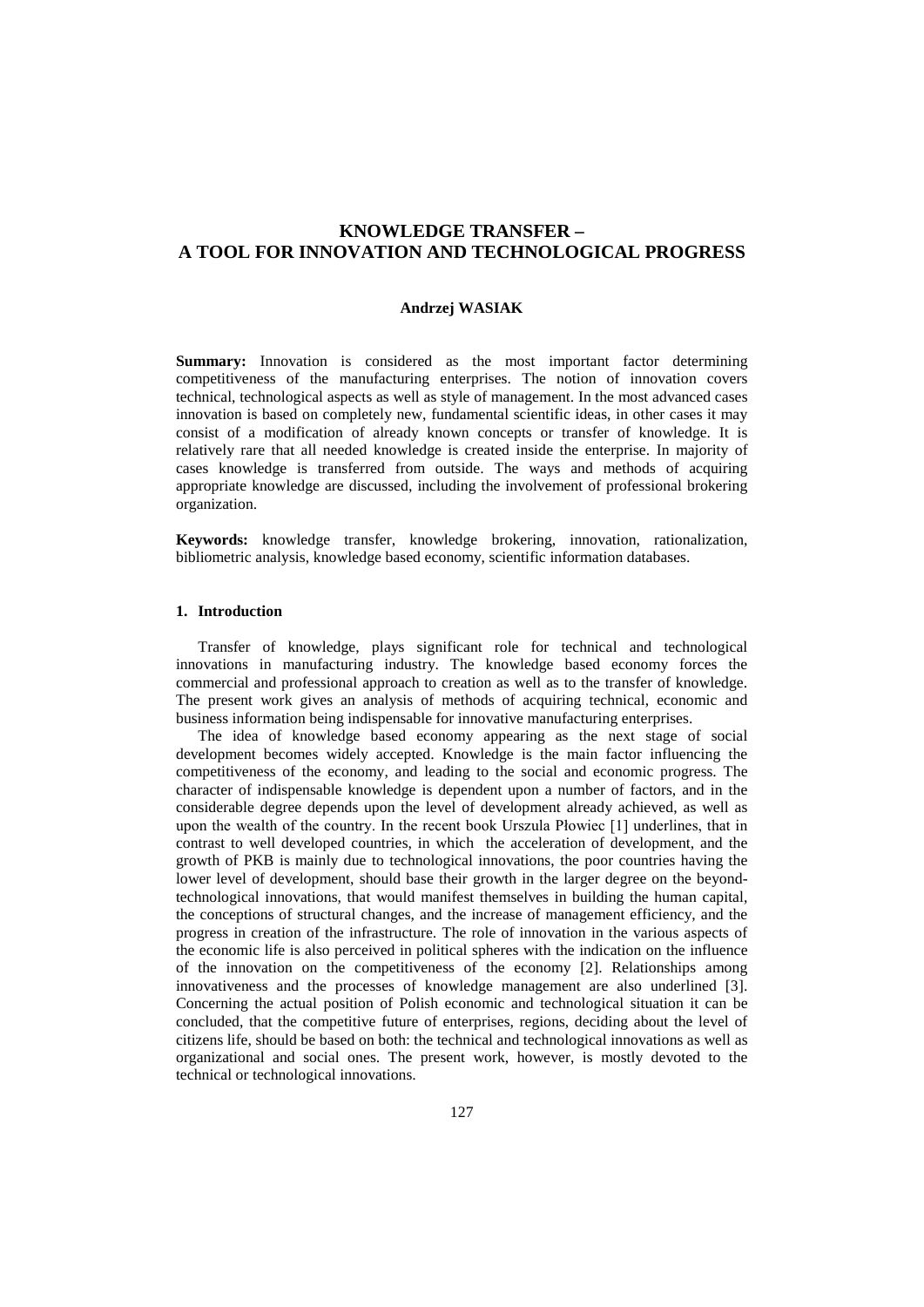# KNOWLEDGE TRANSFER – A TOOL FOR INNOVATION AND TECHNOLOGICAL PROGRESS

**Andrzej WASIAK**

**Summary:** Innovation is considered as the most important factor determining competitiveness of the manufacturing enterprises. The notion of innovation covers technical, technological aspects as well as style of management. In the most advanced cases innovation is based on completely new, fundamental scientific ideas, in other cases it may consist of a modification of already known concepts or transfer of knowledge. It is relatively rare that all needed knowledge is created inside the enterprise. In majority of cases knowledge is transferred from outside. The ways and methods of acquiring appropriate knowledge are discussed, including the involvement of professional brokering organization.

**Keywords:** knowledge transfer, knowledge brokering, innovation, rationalization, bibliometric analysis, knowledge based economy, scientific information databases.

## 1. Introduction

Transfer of knowledge, plays significant role for technical and technological innovations in manufacturing industry. The knowledge based economy forces the commercial and professional approach to creation as well as to the transfer of knowledge. The present work gives an analysis of methods of acquiring technical, economic and business information being indispensable for innovative manufacturing enterprises.

The idea of knowledge based economy appearing as the next stage of social development becomes widely accepted. Knowledge is the main factor influencing the competitiveness of the economy, and leading to the social and economic progress. The character of indispensable knowledge is dependent upon a number of factors, and in the considerable degree depends upon the level of development already achieved, as well as upon the wealth of the country. In the recent book Urszula Płowiec [1] underlines, that in contrast to well developed countries, in which the acceleration of development, and the growth of PKB is mainly due to technological innovations, the poor countries having the lower level of development, should base their growth in the larger degree on the beyond-technological innovations, that would manifest themselves in building the human capital, the conceptions of structural changes, and the increase of management efficiency, and the progress in creation of the infrastructure. The role of innovation in the various aspects of the economic life is also perceived in political spheres with the indication on the influence of the innovation on the competitiveness of the economy [2]. Relationships among innovativeness and the processes of knowledge management are also underlined [3]. Concerning the actual position of Polish economic and technological situation it can be concluded, that the competitive future of enterprises, regions, deciding about the level of citizens life, should be based on both: the technical and technological innovations as well as organizational and social ones. The present work, however, is mostly devoted to the technical or technological innovations.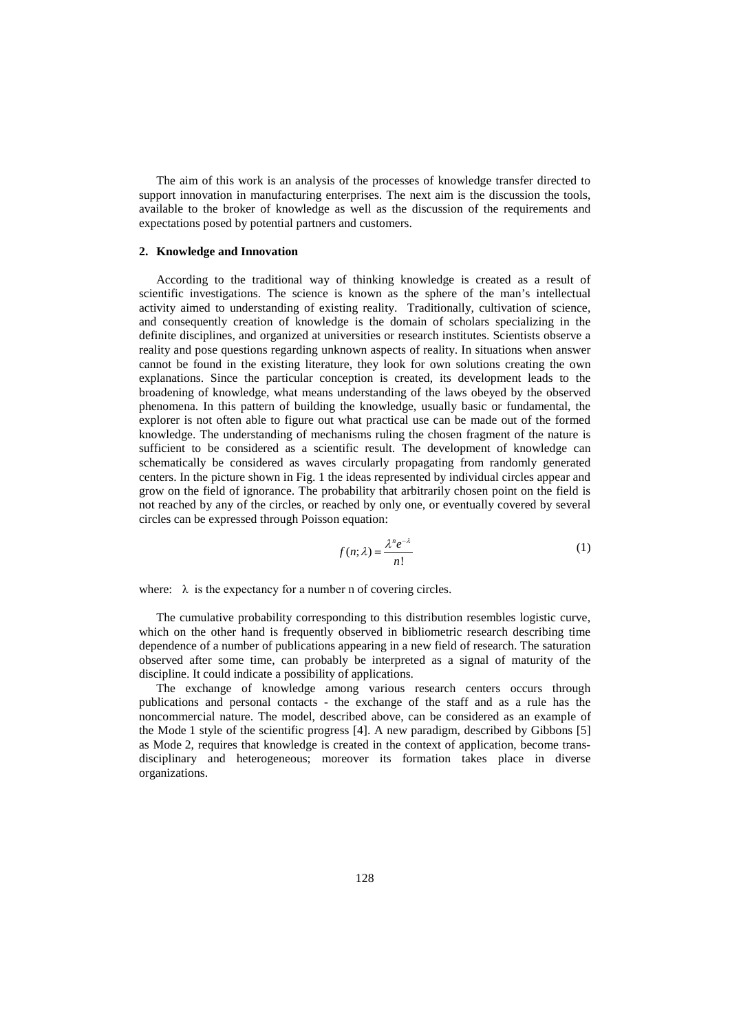The aim of this work is an analysis of the processes of knowledge transfer directed to support innovation in manufacturing enterprises. The next aim is the discussion the tools, available to the broker of knowledge as well as the discussion of the requirements and expectations posed by potential partners and customers.

## 2. Knowledge and Innovation

According to the traditional way of thinking knowledge is created as a result of scientific investigations. The science is known as the sphere of the man's intellectual activity aimed to understanding of existing reality. Traditionally, cultivation of science, and consequently creation of knowledge is the domain of scholars specializing in the definite disciplines, and organized at universities or research institutes. Scientists observe a reality and pose questions regarding unknown aspects of reality. In situations when answer cannot be found in the existing literature, they look for own solutions creating the own explanations. Since the particular conception is created, its development leads to the broadening of knowledge, what means understanding of the laws obeyed by the observed phenomena. In this pattern of building the knowledge, usually basic or fundamental, the explorer is not often able to figure out what practical use can be made out of the formed knowledge. The understanding of mechanisms ruling the chosen fragment of the nature is sufficient to be considered as a scientific result. The development of knowledge can schematically be considered as waves circularly propagating from randomly generated centers. In the picture shown in Fig. 1 the ideas represented by individual circles appear and grow on the field of ignorance. The probability that arbitrarily chosen point on the field is not reached by any of the circles, or reached by only one, or eventually covered by several circles can be expressed through Poisson equation:

$$f(n;\lambda) = \frac{\lambda^n e^{-\lambda}}{n!} \tag{1}$$

where: $\lambda$ is the expectancy for a number n of covering circles.

The cumulative probability corresponding to this distribution resembles logistic curve, which on the other hand is frequently observed in bibliometric research describing time dependence of a number of publications appearing in a new field of research. The saturation observed after some time, can probably be interpreted as a signal of maturity of the discipline. It could indicate a possibility of applications.

The exchange of knowledge among various research centers occurs through publications and personal contacts - the exchange of the staff and as a rule has the noncommercial nature. The model, described above, can be considered as an example of the Mode 1 style of the scientific progress [4]. A new paradigm, described by Gibbons [5] as Mode 2, requires that knowledge is created in the context of application, become trans-disciplinary and heterogeneous; moreover its formation takes place in diverse organizations.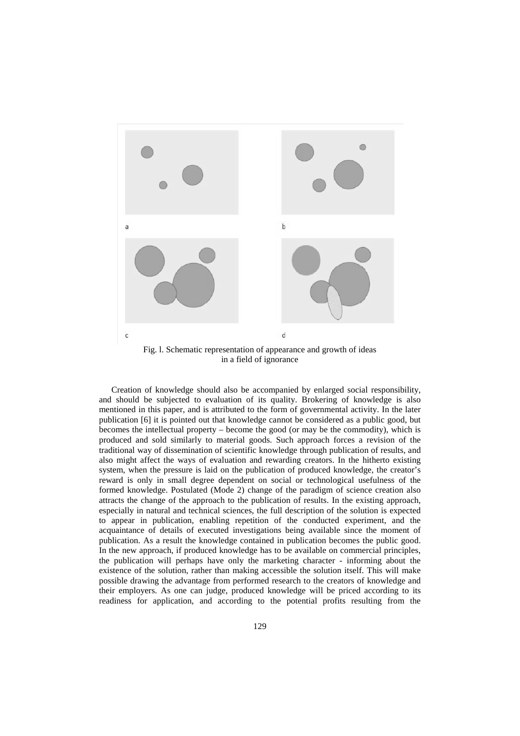a

b

c

d

Fig. l. Schematic representation of appearance and growth of ideas in a field of ignorance

Creation of knowledge should also be accompanied by enlarged social responsibility, and should be subjected to evaluation of its quality. Brokering of knowledge is also mentioned in this paper, and is attributed to the form of governmental activity. In the later publication [6] it is pointed out that knowledge cannot be considered as a public good, but becomes the intellectual property – become the good (or may be the commodity), which is produced and sold similarly to material goods. Such approach forces a revision of the traditional way of dissemination of scientific knowledge through publication of results, and also might affect the ways of evaluation and rewarding creators. In the hitherto existing system, when the pressure is laid on the publication of produced knowledge, the creator's reward is only in small degree dependent on social or technological usefulness of the formed knowledge. Postulated (Mode 2) change of the paradigm of science creation also attracts the change of the approach to the publication of results. In the existing approach, especially in natural and technical sciences, the full description of the solution is expected to appear in publication, enabling repetition of the conducted experiment, and the acquaintance of details of executed investigations being available since the moment of publication. As a result the knowledge contained in publication becomes the public good. In the new approach, if produced knowledge has to be available on commercial principles, the publication will perhaps have only the marketing character - informing about the existence of the solution, rather than making accessible the solution itself. This will make possible drawing the advantage from performed research to the creators of knowledge and their employers. As one can judge, produced knowledge will be priced according to its readiness for application, and according to the potential profits resulting from the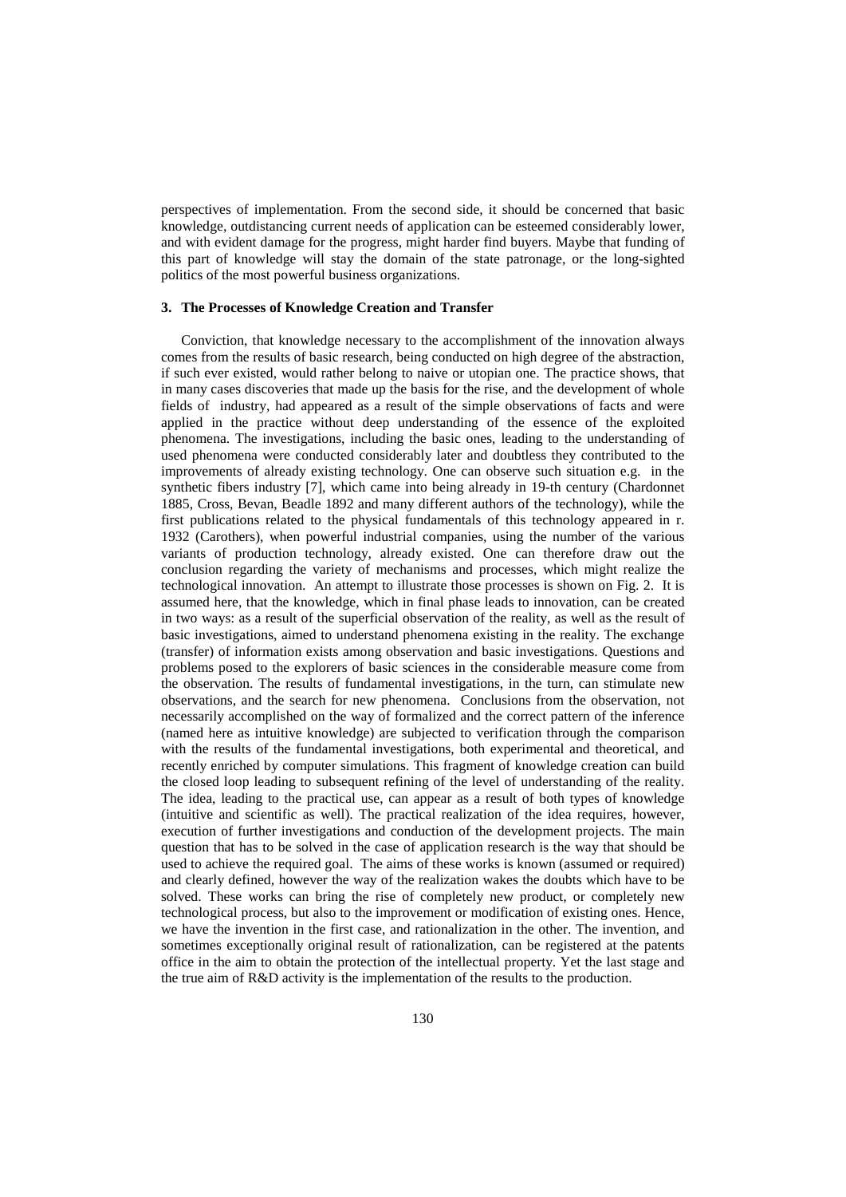perspectives of implementation. From the second side, it should be concerned that basic knowledge, outdistancing current needs of application can be esteemed considerably lower, and with evident damage for the progress, might harder find buyers. Maybe that funding of this part of knowledge will stay the domain of the state patronage, or the long-sighted politics of the most powerful business organizations.

### 3. The Processes of Knowledge Creation and Transfer

Conviction, that knowledge necessary to the accomplishment of the innovation always comes from the results of basic research, being conducted on high degree of the abstraction, if such ever existed, would rather belong to naive or utopian one. The practice shows, that in many cases discoveries that made up the basis for the rise, and the development of whole fields of industry, had appeared as a result of the simple observations of facts and were applied in the practice without deep understanding of the essence of the exploited phenomena. The investigations, including the basic ones, leading to the understanding of used phenomena were conducted considerably later and doubtless they contributed to the improvements of already existing technology. One can observe such situation e.g. in the synthetic fibers industry [7], which came into being already in 19-th century (Chardonnet 1885, Cross, Bevan, Beadle 1892 and many different authors of the technology), while the first publications related to the physical fundamentals of this technology appeared in r. 1932 (Carothers), when powerful industrial companies, using the number of the various variants of production technology, already existed. One can therefore draw out the conclusion regarding the variety of mechanisms and processes, which might realize the technological innovation. An attempt to illustrate those processes is shown on Fig. 2. It is assumed here, that the knowledge, which in final phase leads to innovation, can be created in two ways: as a result of the superficial observation of the reality, as well as the result of basic investigations, aimed to understand phenomena existing in the reality. The exchange (transfer) of information exists among observation and basic investigations. Questions and problems posed to the explorers of basic sciences in the considerable measure come from the observation. The results of fundamental investigations, in the turn, can stimulate new observations, and the search for new phenomena. Conclusions from the observation, not necessarily accomplished on the way of formalized and the correct pattern of the inference (named here as intuitive knowledge) are subjected to verification through the comparison with the results of the fundamental investigations, both experimental and theoretical, and recently enriched by computer simulations. This fragment of knowledge creation can build the closed loop leading to subsequent refining of the level of understanding of the reality. The idea, leading to the practical use, can appear as a result of both types of knowledge (intuitive and scientific as well). The practical realization of the idea requires, however, execution of further investigations and conduction of the development projects. The main question that has to be solved in the case of application research is the way that should be used to achieve the required goal. The aims of these works is known (assumed or required) and clearly defined, however the way of the realization wakes the doubts which have to be solved. These works can bring the rise of completely new product, or completely new technological process, but also to the improvement or modification of existing ones. Hence, we have the invention in the first case, and rationalization in the other. The invention, and sometimes exceptionally original result of rationalization, can be registered at the patents office in the aim to obtain the protection of the intellectual property. Yet the last stage and the true aim of R&D activity is the implementation of the results to the production.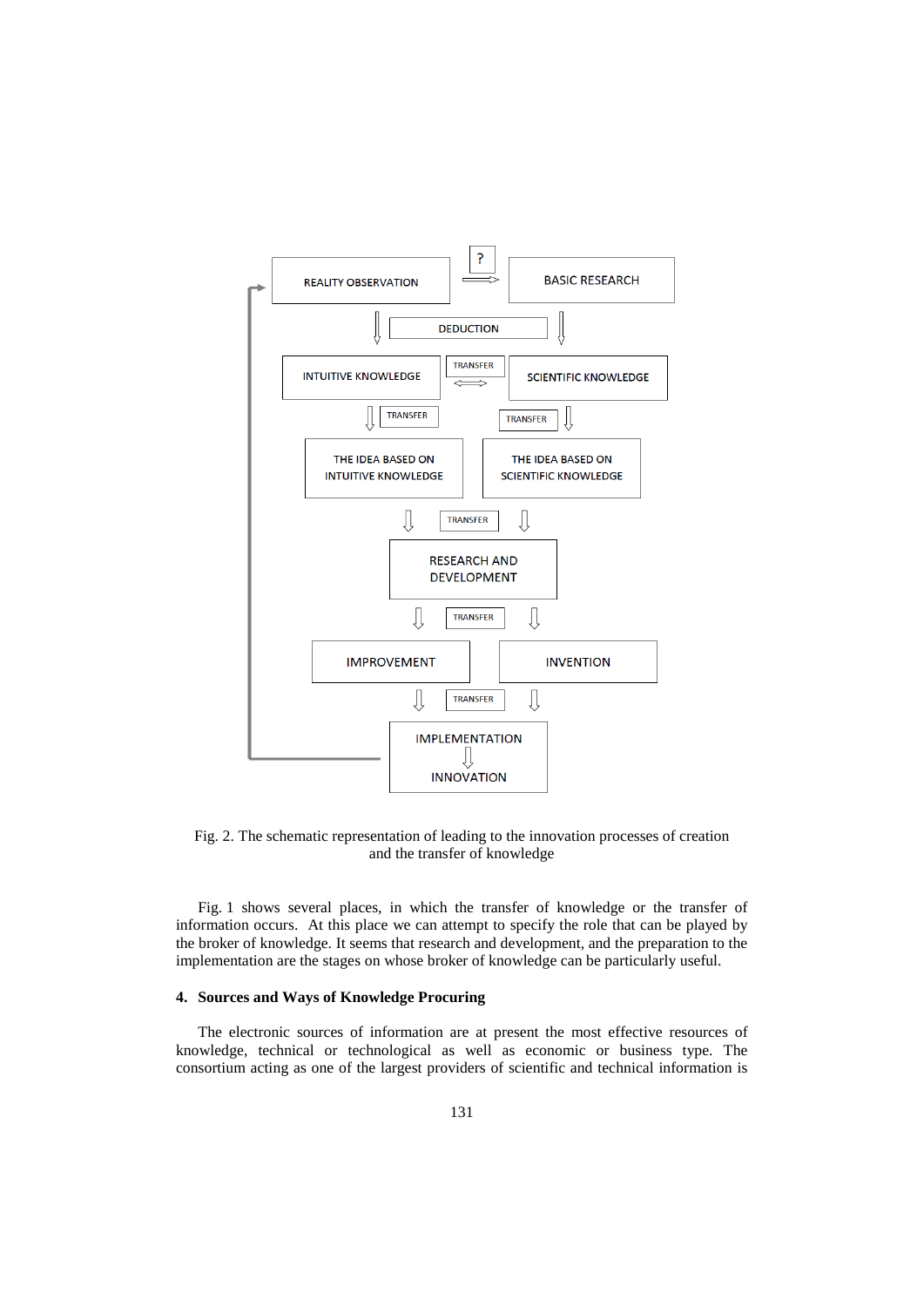REALITY OBSERVATION → ? → BASIC RESEARCH

DEDUCTION

INTUITIVE KNOWLEDGE ⇔ TRANSFER ⇔ SCIENTIFIC KNOWLEDGE

TRANSFER

TRANSFER

THE IDEA BASED ON INTUITIVE KNOWLEDGE

THE IDEA BASED ON SCIENTIFIC KNOWLEDGE

TRANSFER

RESEARCH AND DEVELOPMENT

TRANSFER

IMPROVEMENT

INVENTION

TRANSFER

IMPLEMENTATION

INNOVATION

Fig. 2. The schematic representation of leading to the innovation processes of creation and the transfer of knowledge

Fig. 1 shows several places, in which the transfer of knowledge or the transfer of information occurs. At this place we can attempt to specify the role that can be played by the broker of knowledge. It seems that research and development, and the preparation to the implementation are the stages on whose broker of knowledge can be particularly useful.

## 4. Sources and Ways of Knowledge Procuring

The electronic sources of information are at present the most effective resources of knowledge, technical or technological as well as economic or business type. The consortium acting as one of the largest providers of scientific and technical information is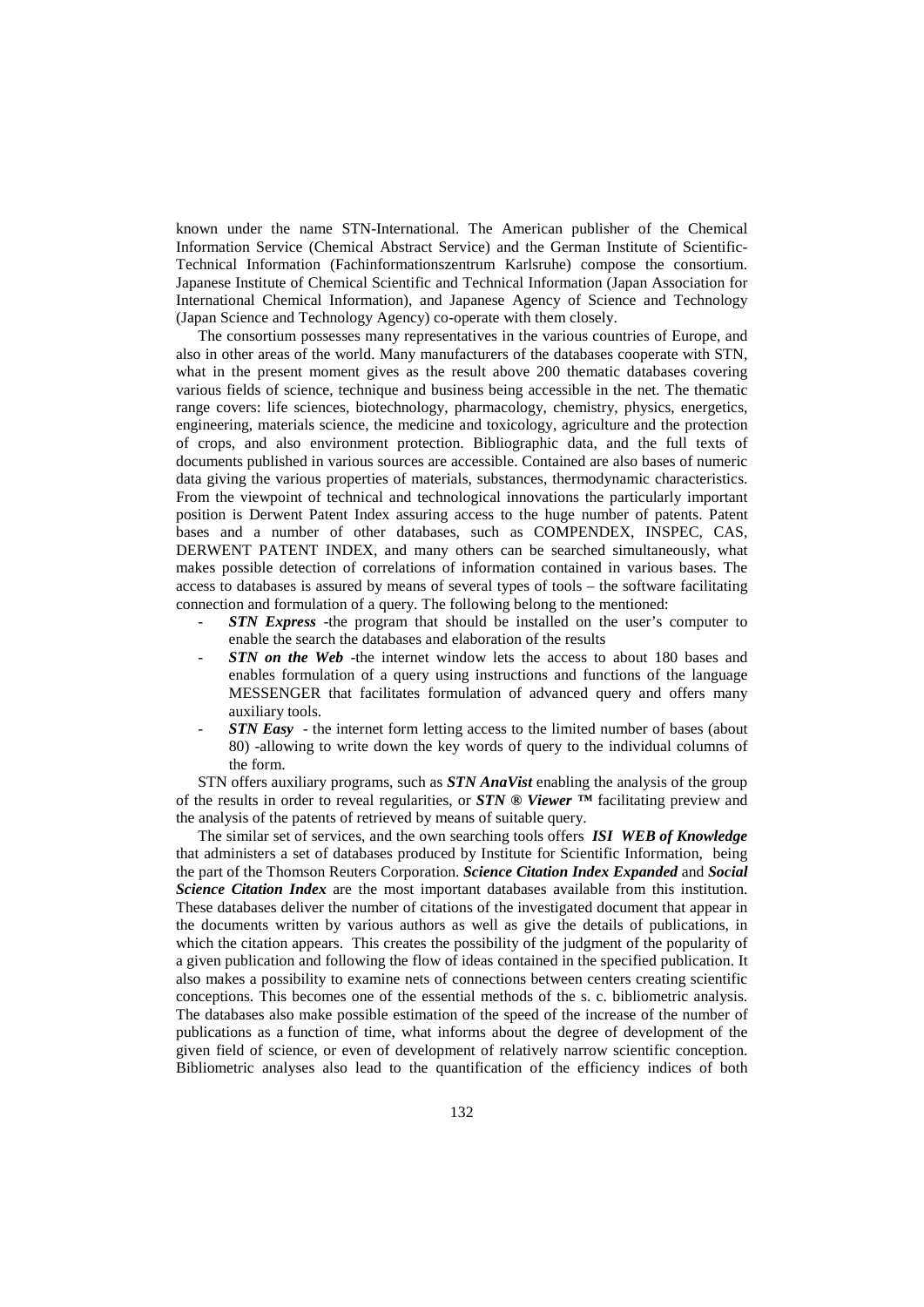known under the name STN-International. The American publisher of the Chemical Information Service (Chemical Abstract Service) and the German Institute of Scientific-Technical Information (Fachinformationszentrum Karlsruhe) compose the consortium. Japanese Institute of Chemical Scientific and Technical Information (Japan Association for International Chemical Information), and Japanese Agency of Science and Technology (Japan Science and Technology Agency) co-operate with them closely.

The consortium possesses many representatives in the various countries of Europe, and also in other areas of the world. Many manufacturers of the databases cooperate with STN, what in the present moment gives as the result above 200 thematic databases covering various fields of science, technique and business being accessible in the net. The thematic range covers: life sciences, biotechnology, pharmacology, chemistry, physics, energetics, engineering, materials science, the medicine and toxicology, agriculture and the protection of crops, and also environment protection. Bibliographic data, and the full texts of documents published in various sources are accessible. Contained are also bases of numeric data giving the various properties of materials, substances, thermodynamic characteristics. From the viewpoint of technical and technological innovations the particularly important position is Derwent Patent Index assuring access to the huge number of patents. Patent bases and a number of other databases, such as COMPENDEX, INSPEC, CAS, DERWENT PATENT INDEX, and many others can be searched simultaneously, what makes possible detection of correlations of information contained in various bases. The access to databases is assured by means of several types of tools – the software facilitating connection and formulation of a query. The following belong to the mentioned:

- ***STN Express*** -the program that should be installed on the user's computer to enable the search the databases and elaboration of the results
- ***STN on the Web*** -the internet window lets the access to about 180 bases and enables formulation of a query using instructions and functions of the language MESSENGER that facilitates formulation of advanced query and offers many auxiliary tools.
- ***STN Easy*** - the internet form letting access to the limited number of bases (about 80) -allowing to write down the key words of query to the individual columns of the form.

STN offers auxiliary programs, such as ***STN AnaVist*** enabling the analysis of the group of the results in order to reveal regularities, or ***STN ® Viewer ™*** facilitating preview and the analysis of the patents of retrieved by means of suitable query.

The similar set of services, and the own searching tools offers ***ISI WEB of Knowledge*** that administers a set of databases produced by Institute for Scientific Information, being the part of the Thomson Reuters Corporation. ***Science Citation Index Expanded*** and ***Social Science Citation Index*** are the most important databases available from this institution. These databases deliver the number of citations of the investigated document that appear in the documents written by various authors as well as give the details of publications, in which the citation appears. This creates the possibility of the judgment of the popularity of a given publication and following the flow of ideas contained in the specified publication. It also makes a possibility to examine nets of connections between centers creating scientific conceptions. This becomes one of the essential methods of the s. c. bibliometric analysis. The databases also make possible estimation of the speed of the increase of the number of publications as a function of time, what informs about the degree of development of the given field of science, or even of development of relatively narrow scientific conception. Bibliometric analyses also lead to the quantification of the efficiency indices of both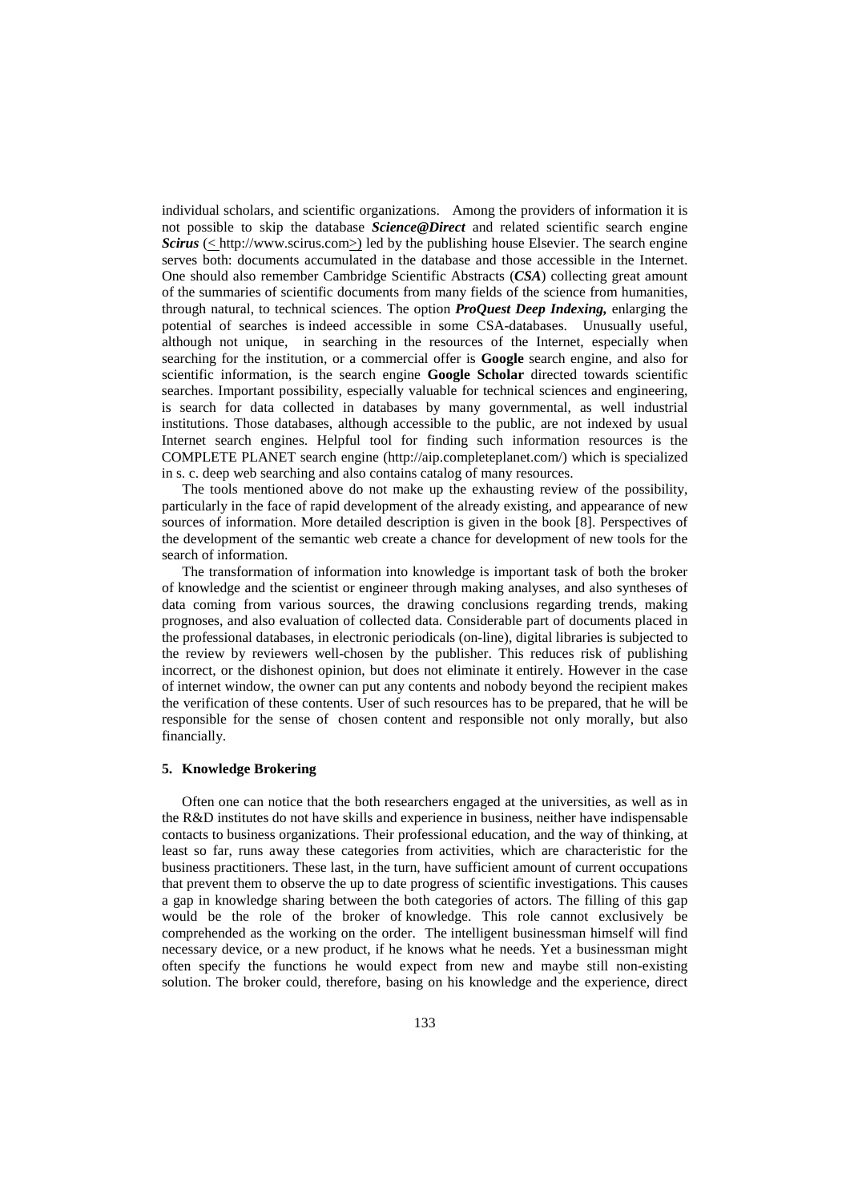individual scholars, and scientific organizations. Among the providers of information it is not possible to skip the database ***Science@Direct*** and related scientific search engine ***Scirus*** (< http://www.scirus.com>) led by the publishing house Elsevier. The search engine serves both: documents accumulated in the database and those accessible in the Internet. One should also remember Cambridge Scientific Abstracts (***CSA***) collecting great amount of the summaries of scientific documents from many fields of the science from humanities, through natural, to technical sciences. The option ***ProQuest Deep Indexing,*** enlarging the potential of searches is indeed accessible in some CSA-databases. Unusually useful, although not unique, in searching in the resources of the Internet, especially when searching for the institution, or a commercial offer is **Google** search engine, and also for scientific information, is the search engine **Google Scholar** directed towards scientific searches. Important possibility, especially valuable for technical sciences and engineering, is search for data collected in databases by many governmental, as well industrial institutions. Those databases, although accessible to the public, are not indexed by usual Internet search engines. Helpful tool for finding such information resources is the COMPLETE PLANET search engine (http://aip.completeplanet.com/) which is specialized in s. c. deep web searching and also contains catalog of many resources.

The tools mentioned above do not make up the exhausting review of the possibility, particularly in the face of rapid development of the already existing, and appearance of new sources of information. More detailed description is given in the book [8]. Perspectives of the development of the semantic web create a chance for development of new tools for the search of information.

The transformation of information into knowledge is important task of both the broker of knowledge and the scientist or engineer through making analyses, and also syntheses of data coming from various sources, the drawing conclusions regarding trends, making prognoses, and also evaluation of collected data. Considerable part of documents placed in the professional databases, in electronic periodicals (on-line), digital libraries is subjected to the review by reviewers well-chosen by the publisher. This reduces risk of publishing incorrect, or the dishonest opinion, but does not eliminate it entirely. However in the case of internet window, the owner can put any contents and nobody beyond the recipient makes the verification of these contents. User of such resources has to be prepared, that he will be responsible for the sense of chosen content and responsible not only morally, but also financially.

## 5. Knowledge Brokering

Often one can notice that the both researchers engaged at the universities, as well as in the R&D institutes do not have skills and experience in business, neither have indispensable contacts to business organizations. Their professional education, and the way of thinking, at least so far, runs away these categories from activities, which are characteristic for the business practitioners. These last, in the turn, have sufficient amount of current occupations that prevent them to observe the up to date progress of scientific investigations. This causes a gap in knowledge sharing between the both categories of actors. The filling of this gap would be the role of the broker of knowledge. This role cannot exclusively be comprehended as the working on the order. The intelligent businessman himself will find necessary device, or a new product, if he knows what he needs. Yet a businessman might often specify the functions he would expect from new and maybe still non-existing solution. The broker could, therefore, basing on his knowledge and the experience, direct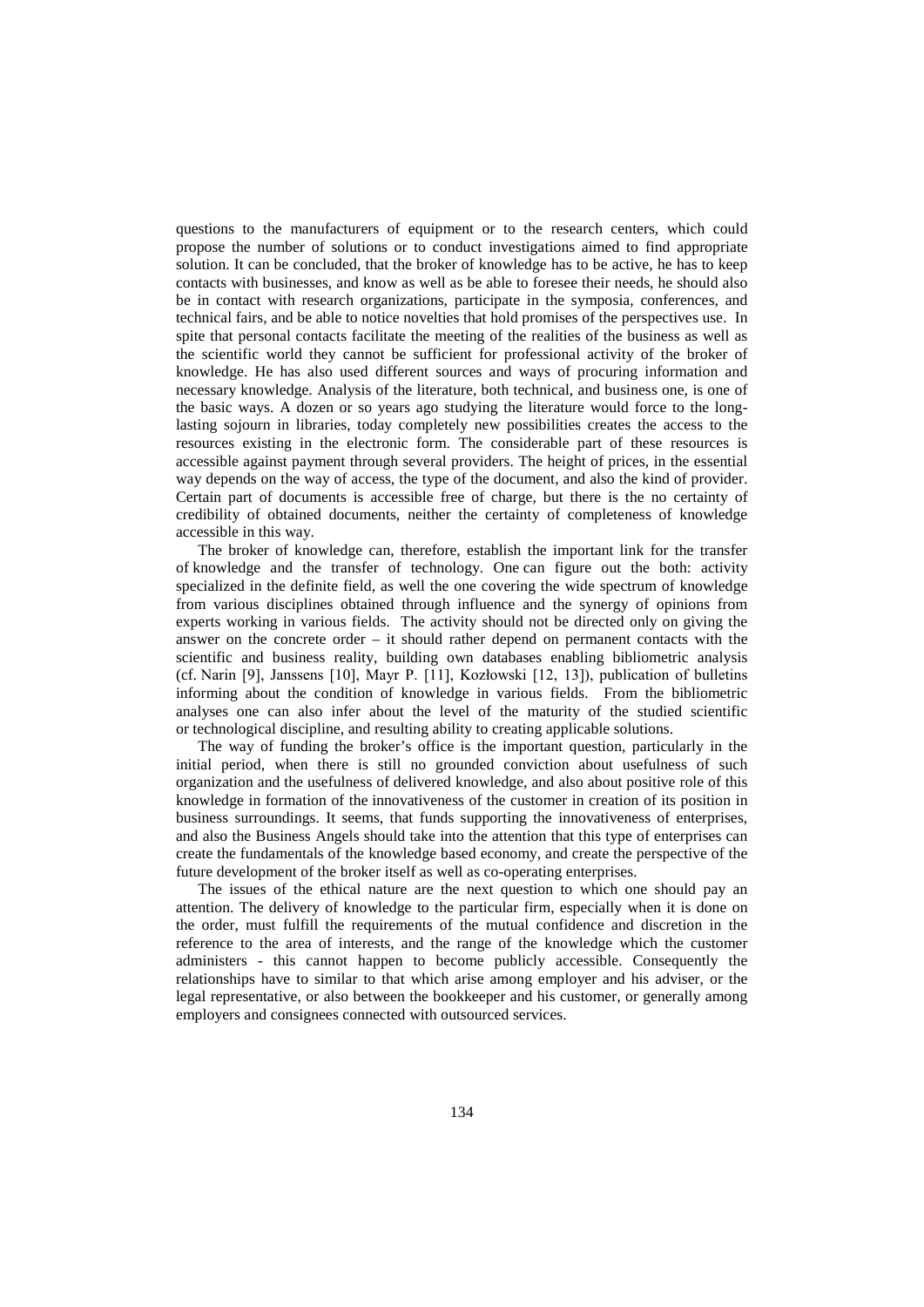questions to the manufacturers of equipment or to the research centers, which could propose the number of solutions or to conduct investigations aimed to find appropriate solution. It can be concluded, that the broker of knowledge has to be active, he has to keep contacts with businesses, and know as well as be able to foresee their needs, he should also be in contact with research organizations, participate in the symposia, conferences, and technical fairs, and be able to notice novelties that hold promises of the perspectives use. In spite that personal contacts facilitate the meeting of the realities of the business as well as the scientific world they cannot be sufficient for professional activity of the broker of knowledge. He has also used different sources and ways of procuring information and necessary knowledge. Analysis of the literature, both technical, and business one, is one of the basic ways. A dozen or so years ago studying the literature would force to the long-lasting sojourn in libraries, today completely new possibilities creates the access to the resources existing in the electronic form. The considerable part of these resources is accessible against payment through several providers. The height of prices, in the essential way depends on the way of access, the type of the document, and also the kind of provider. Certain part of documents is accessible free of charge, but there is the no certainty of credibility of obtained documents, neither the certainty of completeness of knowledge accessible in this way.

The broker of knowledge can, therefore, establish the important link for the transfer of knowledge and the transfer of technology. One can figure out the both: activity specialized in the definite field, as well the one covering the wide spectrum of knowledge from various disciplines obtained through influence and the synergy of opinions from experts working in various fields. The activity should not be directed only on giving the answer on the concrete order – it should rather depend on permanent contacts with the scientific and business reality, building own databases enabling bibliometric analysis (cf. Narin [9], Janssens [10], Mayr P. [11], Kozłowski [12, 13]), publication of bulletins informing about the condition of knowledge in various fields. From the bibliometric analyses one can also infer about the level of the maturity of the studied scientific or technological discipline, and resulting ability to creating applicable solutions.

The way of funding the broker's office is the important question, particularly in the initial period, when there is still no grounded conviction about usefulness of such organization and the usefulness of delivered knowledge, and also about positive role of this knowledge in formation of the innovativeness of the customer in creation of its position in business surroundings. It seems, that funds supporting the innovativeness of enterprises, and also the Business Angels should take into the attention that this type of enterprises can create the fundamentals of the knowledge based economy, and create the perspective of the future development of the broker itself as well as co-operating enterprises.

The issues of the ethical nature are the next question to which one should pay an attention. The delivery of knowledge to the particular firm, especially when it is done on the order, must fulfill the requirements of the mutual confidence and discretion in the reference to the area of interests, and the range of the knowledge which the customer administers - this cannot happen to become publicly accessible. Consequently the relationships have to similar to that which arise among employer and his adviser, or the legal representative, or also between the bookkeeper and his customer, or generally among employers and consignees connected with outsourced services.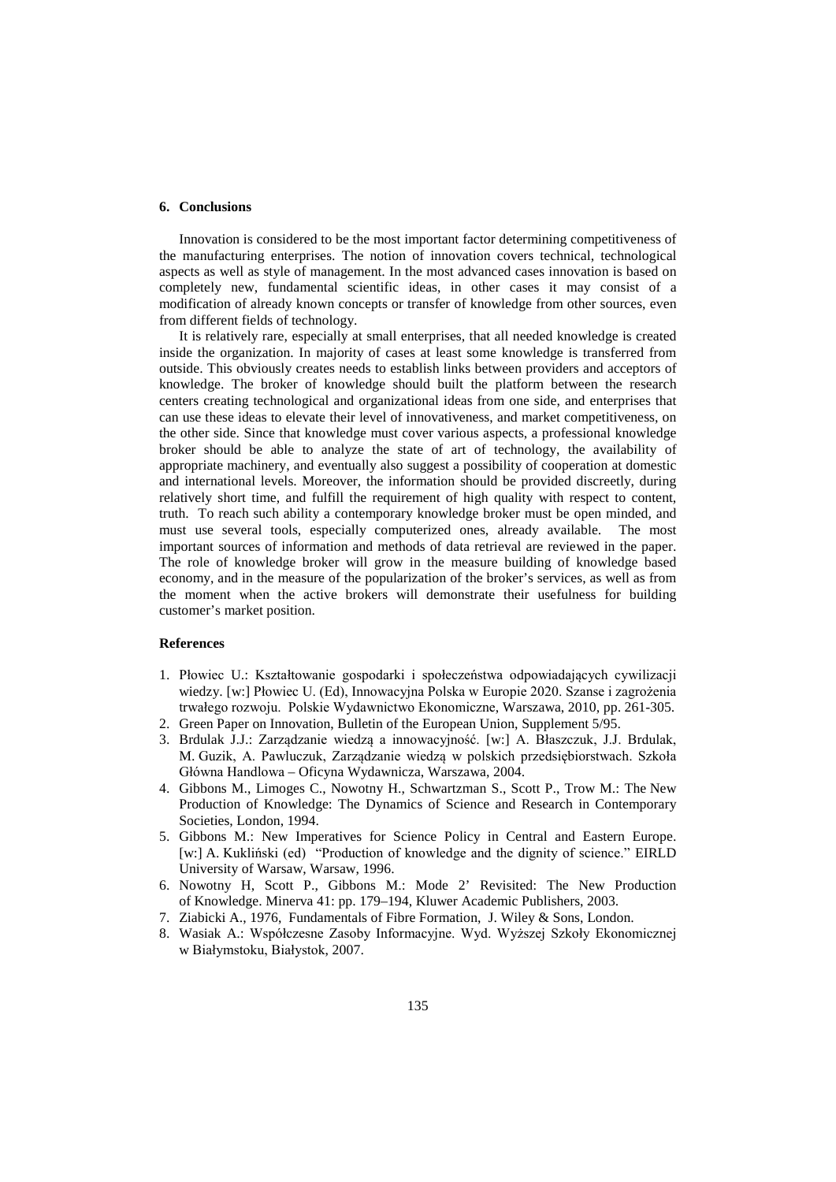## 6. Conclusions

Innovation is considered to be the most important factor determining competitiveness of the manufacturing enterprises. The notion of innovation covers technical, technological aspects as well as style of management. In the most advanced cases innovation is based on completely new, fundamental scientific ideas, in other cases it may consist of a modification of already known concepts or transfer of knowledge from other sources, even from different fields of technology.

It is relatively rare, especially at small enterprises, that all needed knowledge is created inside the organization. In majority of cases at least some knowledge is transferred from outside. This obviously creates needs to establish links between providers and acceptors of knowledge. The broker of knowledge should built the platform between the research centers creating technological and organizational ideas from one side, and enterprises that can use these ideas to elevate their level of innovativeness, and market competitiveness, on the other side. Since that knowledge must cover various aspects, a professional knowledge broker should be able to analyze the state of art of technology, the availability of appropriate machinery, and eventually also suggest a possibility of cooperation at domestic and international levels. Moreover, the information should be provided discreetly, during relatively short time, and fulfill the requirement of high quality with respect to content, truth. To reach such ability a contemporary knowledge broker must be open minded, and must use several tools, especially computerized ones, already available. The most important sources of information and methods of data retrieval are reviewed in the paper. The role of knowledge broker will grow in the measure building of knowledge based economy, and in the measure of the popularization of the broker's services, as well as from the moment when the active brokers will demonstrate their usefulness for building customer's market position.

### References

1. Płowiec U.: Kształtowanie gospodarki i społeczeństwa odpowiadających cywilizacji wiedzy. [w:] Płowiec U. (Ed), Innowacyjna Polska w Europie 2020. Szanse i zagrożenia trwałego rozwoju. Polskie Wydawnictwo Ekonomiczne, Warszawa, 2010, pp. 261-305.
2. Green Paper on Innovation, Bulletin of the European Union, Supplement 5/95.
3. Brdulak J.J.: Zarządzanie wiedzą a innowacyjność. [w:] A. Błaszczuk, J.J. Brdulak, M. Guzik, A. Pawluczuk, Zarządzanie wiedzą w polskich przedsiębiorstwach. Szkoła Główna Handlowa – Oficyna Wydawnicza, Warszawa, 2004.
4. Gibbons M., Limoges C., Nowotny H., Schwartzman S., Scott P., Trow M.: The New Production of Knowledge: The Dynamics of Science and Research in Contemporary Societies, London, 1994.
5. Gibbons M.: New Imperatives for Science Policy in Central and Eastern Europe. [w:] A. Kukliński (ed) "Production of knowledge and the dignity of science." EIRLD University of Warsaw, Warsaw, 1996.
6. Nowotny H, Scott P., Gibbons M.: Mode 2' Revisited: The New Production of Knowledge. Minerva 41: pp. 179–194, Kluwer Academic Publishers, 2003.
7. Ziabicki A., 1976, Fundamentals of Fibre Formation, J. Wiley & Sons, London.
8. Wasiak A.: Współczesne Zasoby Informacyjne. Wyd. Wyższej Szkoły Ekonomicznej w Białymstoku, Białystok, 2007.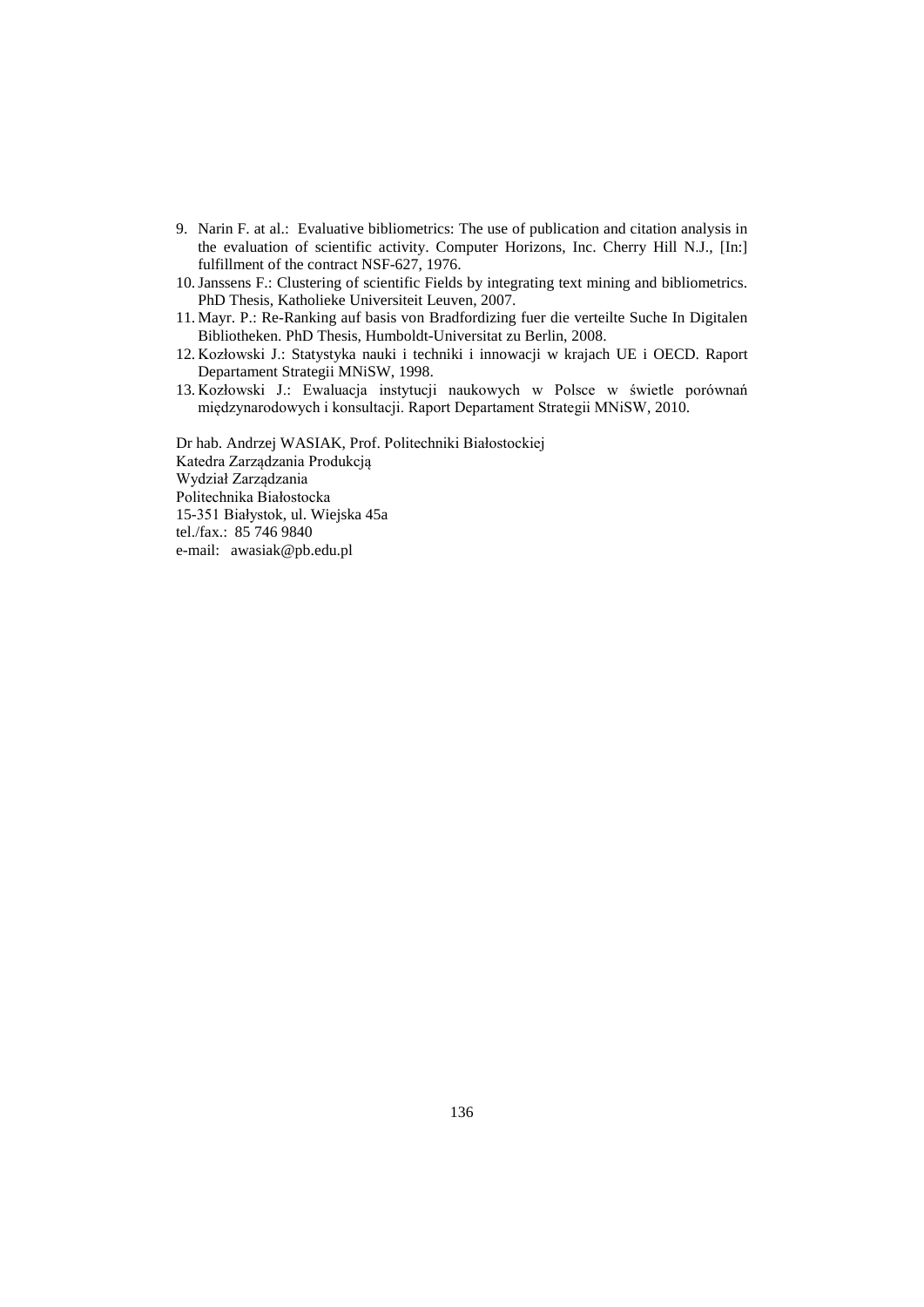9. Narin F. at al.: Evaluative bibliometrics: The use of publication and citation analysis in the evaluation of scientific activity. Computer Horizons, Inc. Cherry Hill N.J., [In:] fulfillment of the contract NSF-627, 1976.
10. Janssens F.: Clustering of scientific Fields by integrating text mining and bibliometrics. PhD Thesis, Katholieke Universiteit Leuven, 2007.
11. Mayr. P.: Re-Ranking auf basis von Bradfordizing fuer die verteilte Suche In Digitalen Bibliotheken. PhD Thesis, Humboldt-Universitat zu Berlin, 2008.
12. Kozłowski J.: Statystyka nauki i techniki i innowacji w krajach UE i OECD. Raport Departament Strategii MNiSW, 1998.
13. Kozłowski J.: Ewaluacja instytucji naukowych w Polsce w świetle porównań międzynarodowych i konsultacji. Raport Departament Strategii MNiSW, 2010.

Dr hab. Andrzej WASIAK, Prof. Politechniki Białostockiej
Katedra Zarządzania Produkcją
Wydział Zarządzania
Politechnika Białostocka
15-351 Białystok, ul. Wiejska 45a
tel./fax.: 85 746 9840
e-mail: awasiak@pb.edu.pl